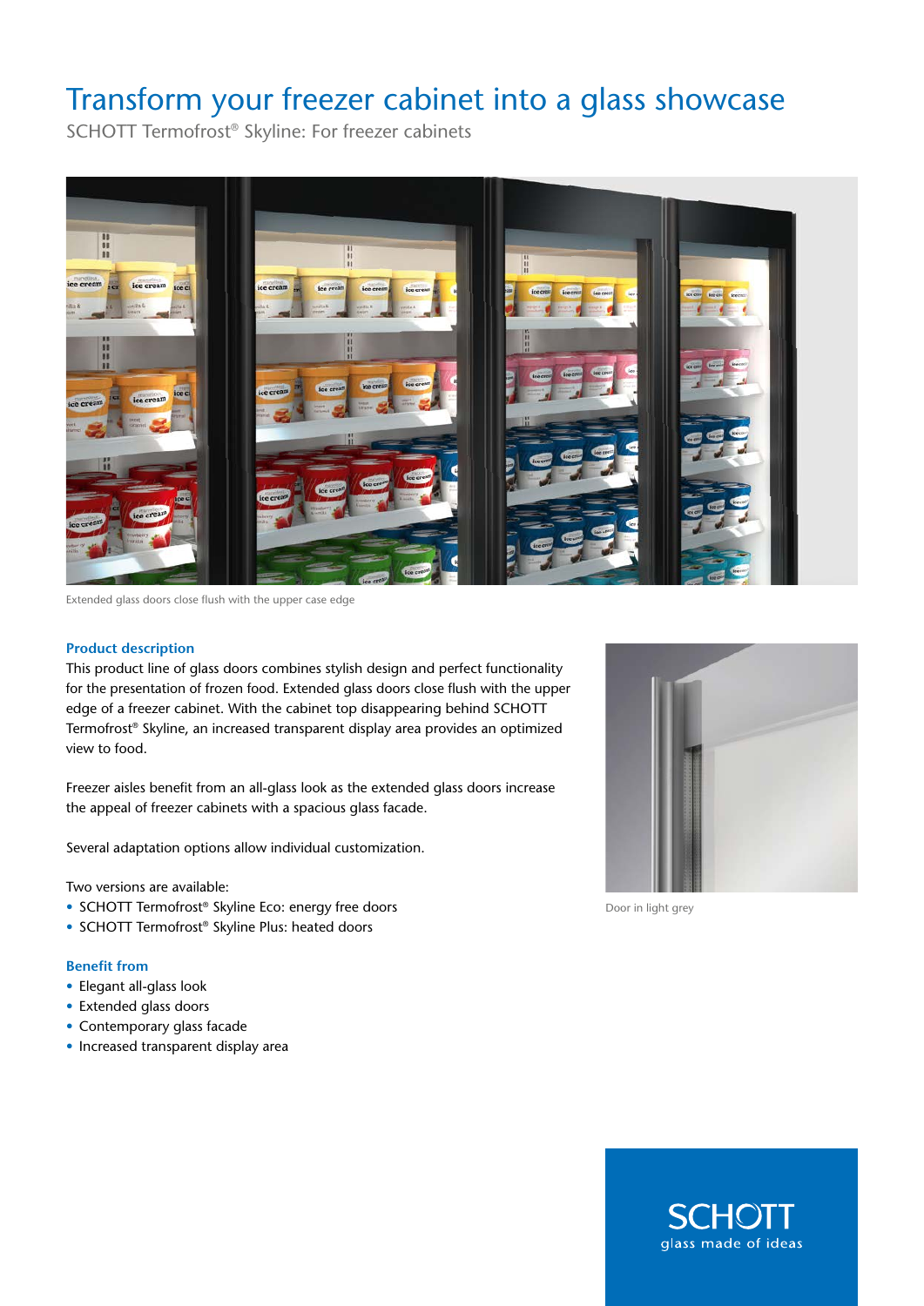# Transform your freezer cabinet into a glass showcase

SCHOTT Termofrost® Skyline: For freezer cabinets

Extended glass doors close flush with the upper case edge

### Product description

This product line of glass doors combines stylish design and perfect functionality for the presentation of frozen food. Extended glass doors close flush with the upper edge of a freezer cabinet. With the cabinet top disappearing behind SCHOTT Termofrost® Skyline, an increased transparent display area provides an optimized view to food.

Freezer aisles benefit from an all-glass look as the extended glass doors increase the appeal of freezer cabinets with a spacious glass facade.

Several adaptation options allow individual customization.

Two versions are available:

- SCHOTT Termofrost® Skyline Eco: energy free doors
- SCHOTT Termofrost® Skyline Plus: heated doors

Door in light grey

### Benefit from

- Elegant all-glass look
- Extended glass doors
- Contemporary glass facade
- Increased transparent display area

SCHOTT
glass made of ideas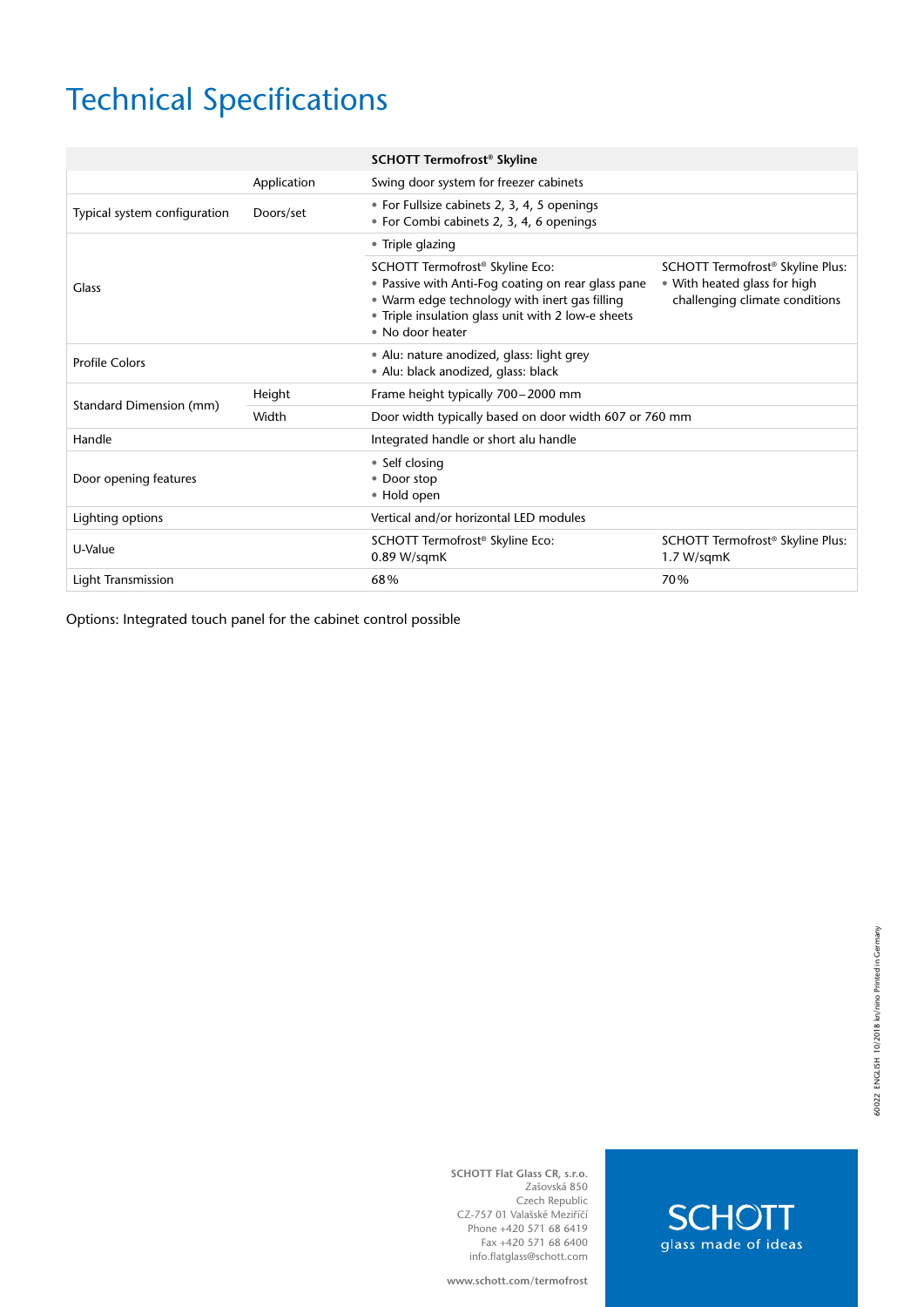# Technical Specifications

| | | SCHOTT Termofrost® Skyline | |
|---|---|---|---|
| | Application | Swing door system for freezer cabinets | |
| Typical system configuration | Doors/set | • For Fullsize cabinets 2, 3, 4, 5 openings<br>• For Combi cabinets 2, 3, 4, 6 openings | |
| Glass | | • Triple glazing | |
| | | SCHOTT Termofrost® Skyline Eco:<br>• Passive with Anti-Fog coating on rear glass pane<br>• Warm edge technology with inert gas filling<br>• Triple insulation glass unit with 2 low-e sheets<br>• No door heater | SCHOTT Termofrost® Skyline Plus:<br>• With heated glass for high challenging climate conditions |
| Profile Colors | | • Alu: nature anodized, glass: light grey<br>• Alu: black anodized, glass: black | |
| Standard Dimension (mm) | Height | Frame height typically 700 – 2000 mm | |
| | Width | Door width typically based on door width 607 or 760 mm | |
| Handle | | Integrated handle or short alu handle | |
| Door opening features | | • Self closing<br>• Door stop<br>• Hold open | |
| Lighting options | | Vertical and/or horizontal LED modules | |
| U-Value | | SCHOTT Termofrost® Skyline Eco:<br>0.89 W/sqmK | SCHOTT Termofrost® Skyline Plus:<br>1.7 W/sqmK |
| Light Transmission | | 68 % | 70 % |

Options: Integrated touch panel for the cabinet control possible

60022 ENGLISH 10/2018 kn/nino Printed in Germany

**SCHOTT Flat Glass CR, s.r.o.**
Zašovská 850
Czech Republic
CZ-757 01 Valašské Meziříčí
Phone +420 571 68 6419
Fax +420 571 68 6400
info.flatglass@schott.com

**www.schott.com/termofrost**

SCHOTT
glass made of ideas